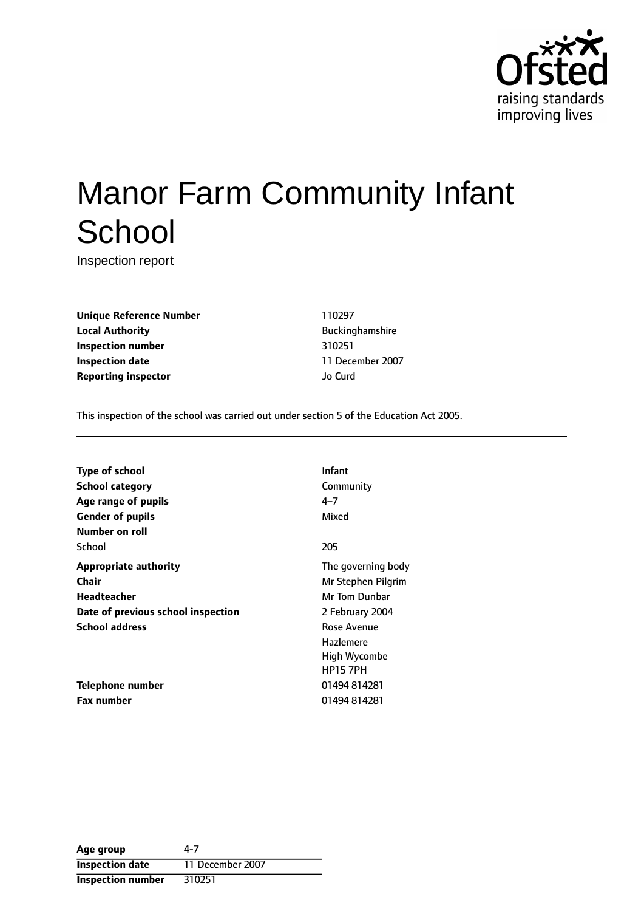# Manor Farm Community Infant School

Inspection report

| | |
|---|---|
| **Unique Reference Number** | 110297 |
| **Local Authority** | Buckinghamshire |
| **Inspection number** | 310251 |
| **Inspection date** | 11 December 2007 |
| **Reporting inspector** | Jo Curd |

This inspection of the school was carried out under section 5 of the Education Act 2005.

| | |
|---|---|
| **Type of school** | Infant |
| **School category** | Community |
| **Age range of pupils** | 4–7 |
| **Gender of pupils** | Mixed |
| **Number on roll** | |
| School | 205 |
| **Appropriate authority** | The governing body |
| **Chair** | Mr Stephen Pilgrim |
| **Headteacher** | Mr Tom Dunbar |
| **Date of previous school inspection** | 2 February 2004 |
| **School address** | Rose Avenue<br>Hazlemere<br>High Wycombe<br>HP15 7PH |
| **Telephone number** | 01494 814281 |
| **Fax number** | 01494 814281 |

| | |
|---|---|
| **Age group** | 4-7 |
| **Inspection date** | 11 December 2007 |
| **Inspection number** | 310251 |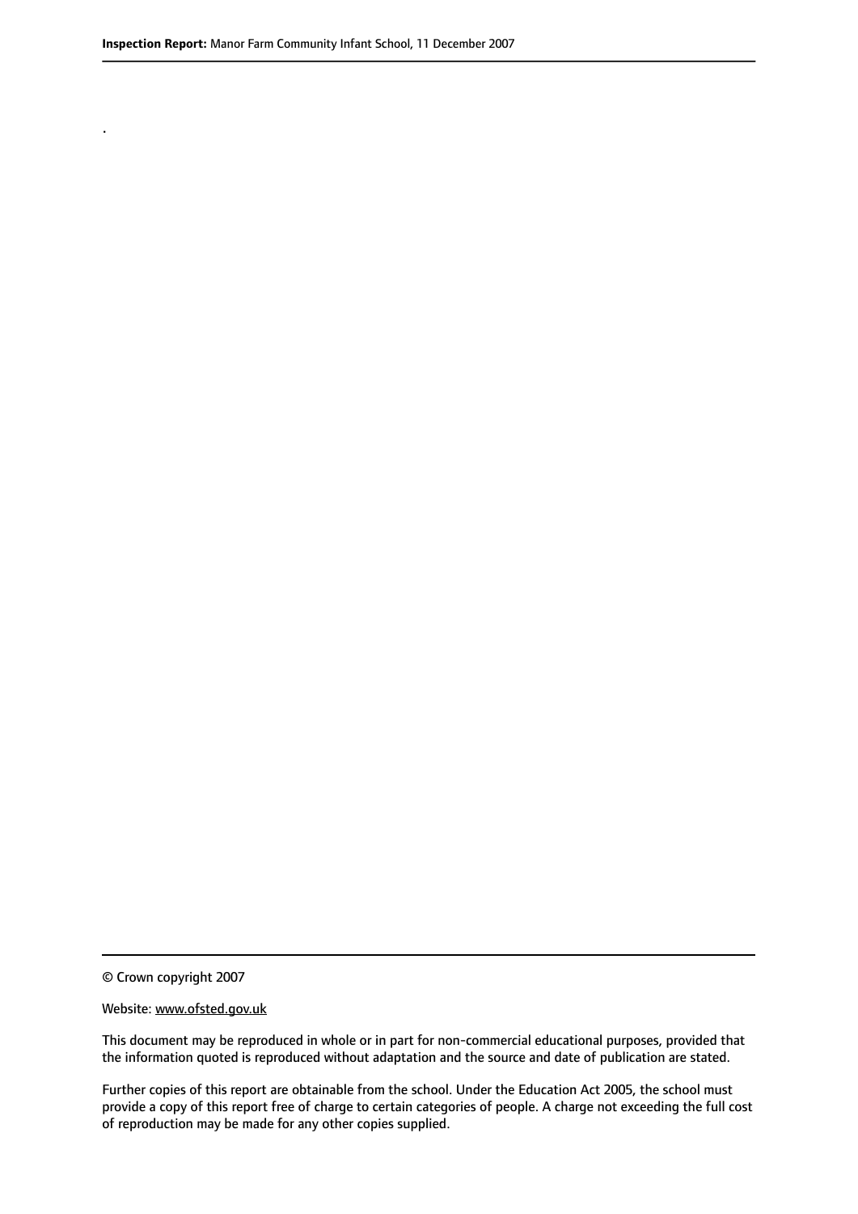.

© Crown copyright 2007

Website: www.ofsted.gov.uk

This document may be reproduced in whole or in part for non-commercial educational purposes, provided that the information quoted is reproduced without adaptation and the source and date of publication are stated.

Further copies of this report are obtainable from the school. Under the Education Act 2005, the school must provide a copy of this report free of charge to certain categories of people. A charge not exceeding the full cost of reproduction may be made for any other copies supplied.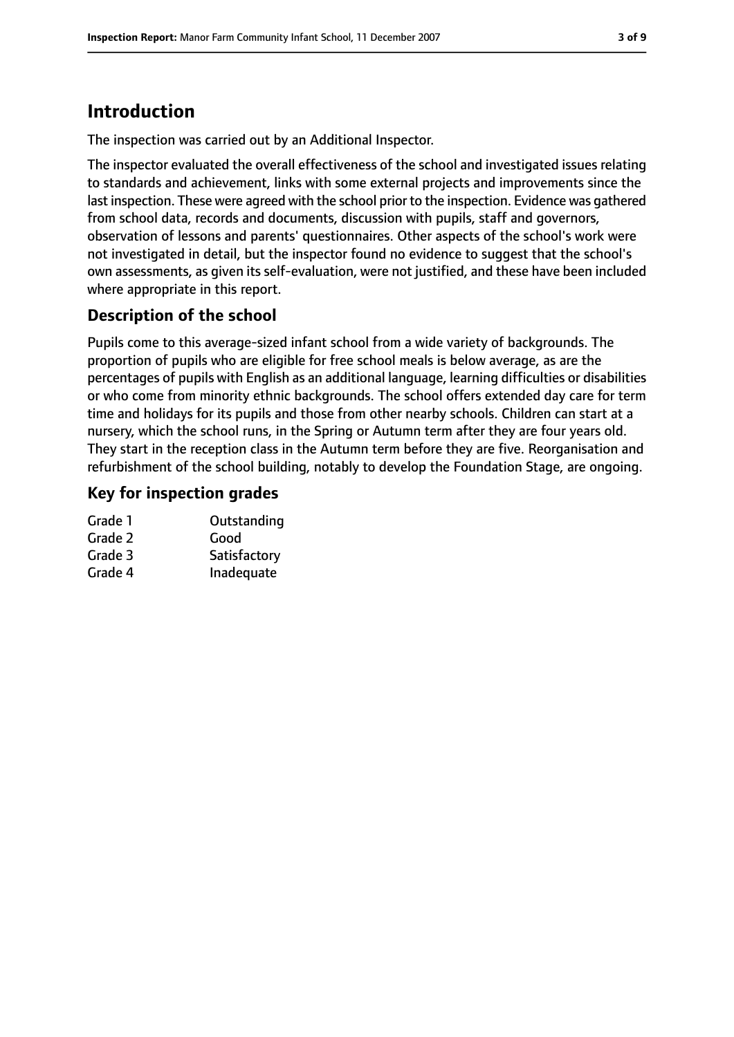# Introduction

The inspection was carried out by an Additional Inspector.

The inspector evaluated the overall effectiveness of the school and investigated issues relating to standards and achievement, links with some external projects and improvements since the last inspection. These were agreed with the school prior to the inspection. Evidence was gathered from school data, records and documents, discussion with pupils, staff and governors, observation of lessons and parents' questionnaires. Other aspects of the school's work were not investigated in detail, but the inspector found no evidence to suggest that the school's own assessments, as given its self-evaluation, were not justified, and these have been included where appropriate in this report.

## Description of the school

Pupils come to this average-sized infant school from a wide variety of backgrounds. The proportion of pupils who are eligible for free school meals is below average, as are the percentages of pupils with English as an additional language, learning difficulties or disabilities or who come from minority ethnic backgrounds. The school offers extended day care for term time and holidays for its pupils and those from other nearby schools. Children can start at a nursery, which the school runs, in the Spring or Autumn term after they are four years old. They start in the reception class in the Autumn term before they are five. Reorganisation and refurbishment of the school building, notably to develop the Foundation Stage, are ongoing.

## Key for inspection grades

| | |
|---|---|
| Grade 1 | Outstanding |
| Grade 2 | Good |
| Grade 3 | Satisfactory |
| Grade 4 | Inadequate |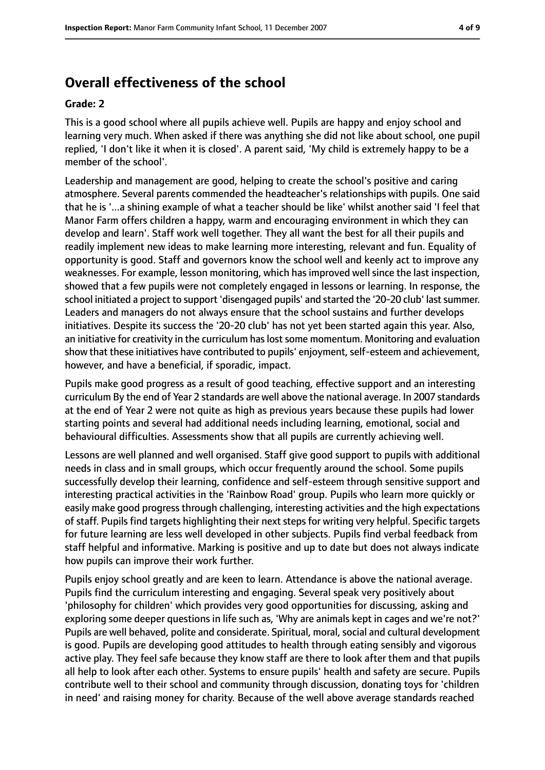## Overall effectiveness of the school

### Grade: 2

This is a good school where all pupils achieve well. Pupils are happy and enjoy school and learning very much. When asked if there was anything she did not like about school, one pupil replied, 'I don't like it when it is closed'. A parent said, 'My child is extremely happy to be a member of the school'.

Leadership and management are good, helping to create the school's positive and caring atmosphere. Several parents commended the headteacher's relationships with pupils. One said that he is '...a shining example of what a teacher should be like' whilst another said 'I feel that Manor Farm offers children a happy, warm and encouraging environment in which they can develop and learn'. Staff work well together. They all want the best for all their pupils and readily implement new ideas to make learning more interesting, relevant and fun. Equality of opportunity is good. Staff and governors know the school well and keenly act to improve any weaknesses. For example, lesson monitoring, which has improved well since the last inspection, showed that a few pupils were not completely engaged in lessons or learning. In response, the school initiated a project to support 'disengaged pupils' and started the '20-20 club' last summer. Leaders and managers do not always ensure that the school sustains and further develops initiatives. Despite its success the '20-20 club' has not yet been started again this year. Also, an initiative for creativity in the curriculum has lost some momentum. Monitoring and evaluation show that these initiatives have contributed to pupils' enjoyment, self-esteem and achievement, however, and have a beneficial, if sporadic, impact.

Pupils make good progress as a result of good teaching, effective support and an interesting curriculum By the end of Year 2 standards are well above the national average. In 2007 standards at the end of Year 2 were not quite as high as previous years because these pupils had lower starting points and several had additional needs including learning, emotional, social and behavioural difficulties. Assessments show that all pupils are currently achieving well.

Lessons are well planned and well organised. Staff give good support to pupils with additional needs in class and in small groups, which occur frequently around the school. Some pupils successfully develop their learning, confidence and self-esteem through sensitive support and interesting practical activities in the 'Rainbow Road' group. Pupils who learn more quickly or easily make good progress through challenging, interesting activities and the high expectations of staff. Pupils find targets highlighting their next steps for writing very helpful. Specific targets for future learning are less well developed in other subjects. Pupils find verbal feedback from staff helpful and informative. Marking is positive and up to date but does not always indicate how pupils can improve their work further.

Pupils enjoy school greatly and are keen to learn. Attendance is above the national average. Pupils find the curriculum interesting and engaging. Several speak very positively about 'philosophy for children' which provides very good opportunities for discussing, asking and exploring some deeper questions in life such as, 'Why are animals kept in cages and we're not?' Pupils are well behaved, polite and considerate. Spiritual, moral, social and cultural development is good. Pupils are developing good attitudes to health through eating sensibly and vigorous active play. They feel safe because they know staff are there to look after them and that pupils all help to look after each other. Systems to ensure pupils' health and safety are secure. Pupils contribute well to their school and community through discussion, donating toys for 'children in need' and raising money for charity. Because of the well above average standards reached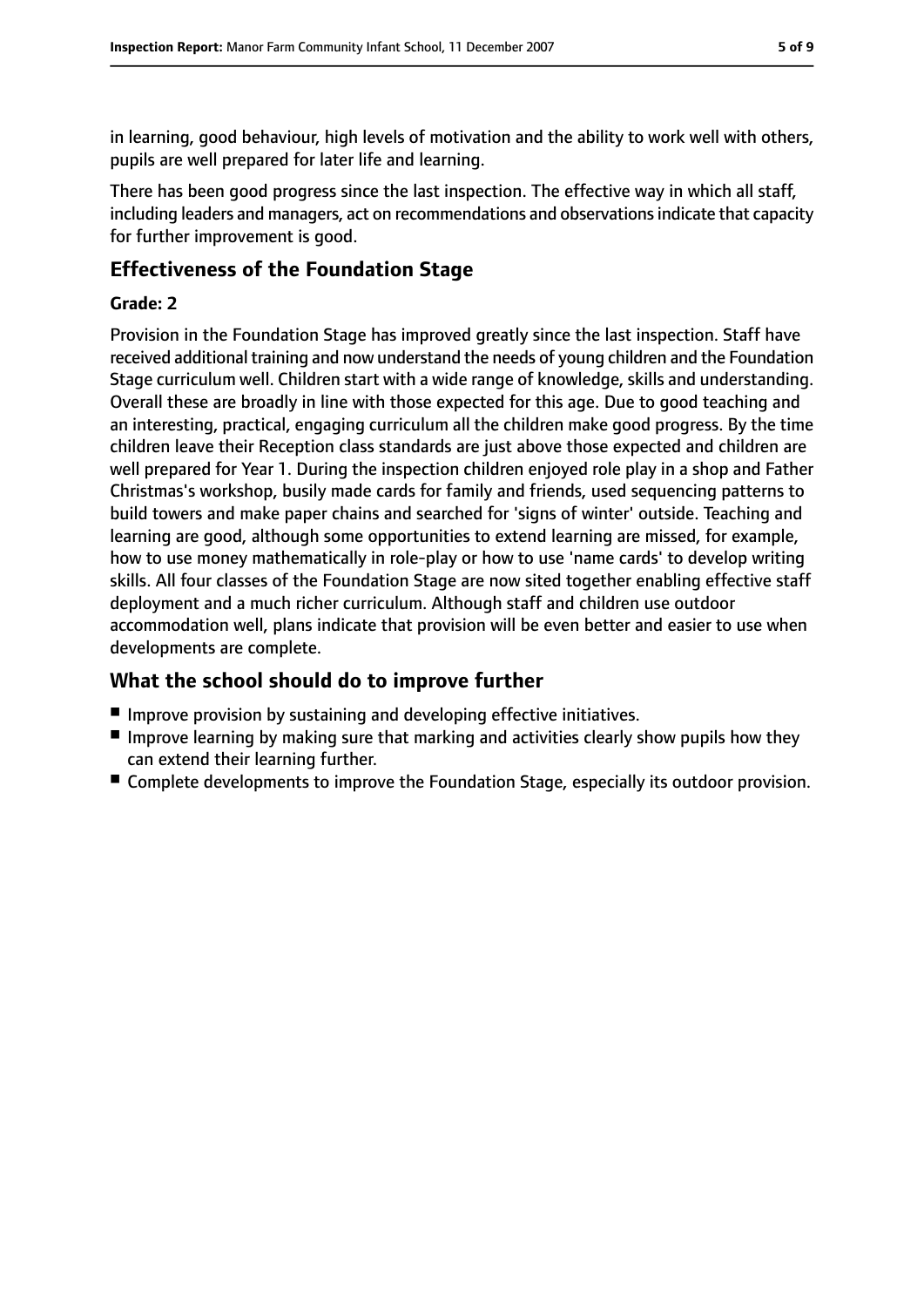in learning, good behaviour, high levels of motivation and the ability to work well with others, pupils are well prepared for later life and learning.

There has been good progress since the last inspection. The effective way in which all staff, including leaders and managers, act on recommendations and observations indicate that capacity for further improvement is good.

## Effectiveness of the Foundation Stage

**Grade: 2**

Provision in the Foundation Stage has improved greatly since the last inspection. Staff have received additional training and now understand the needs of young children and the Foundation Stage curriculum well. Children start with a wide range of knowledge, skills and understanding. Overall these are broadly in line with those expected for this age. Due to good teaching and an interesting, practical, engaging curriculum all the children make good progress. By the time children leave their Reception class standards are just above those expected and children are well prepared for Year 1. During the inspection children enjoyed role play in a shop and Father Christmas's workshop, busily made cards for family and friends, used sequencing patterns to build towers and make paper chains and searched for 'signs of winter' outside. Teaching and learning are good, although some opportunities to extend learning are missed, for example, how to use money mathematically in role-play or how to use 'name cards' to develop writing skills. All four classes of the Foundation Stage are now sited together enabling effective staff deployment and a much richer curriculum. Although staff and children use outdoor accommodation well, plans indicate that provision will be even better and easier to use when developments are complete.

## What the school should do to improve further

- Improve provision by sustaining and developing effective initiatives.
- Improve learning by making sure that marking and activities clearly show pupils how they can extend their learning further.
- Complete developments to improve the Foundation Stage, especially its outdoor provision.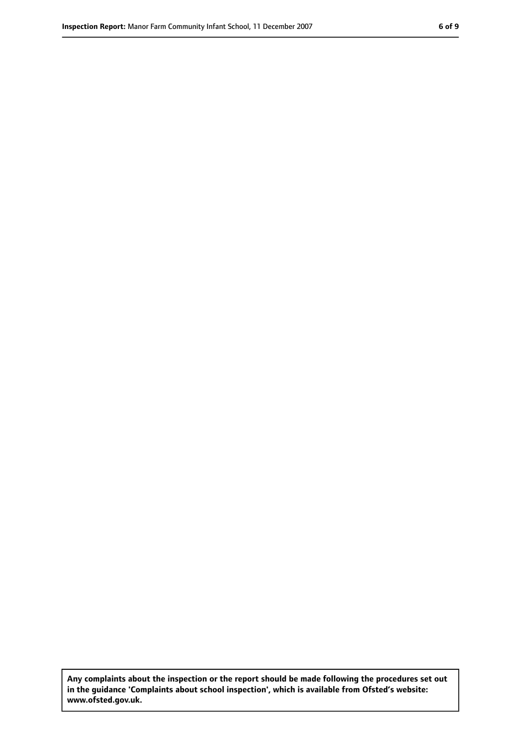**Any complaints about the inspection or the report should be made following the procedures set out in the guidance 'Complaints about school inspection', which is available from Ofsted's website: www.ofsted.gov.uk.**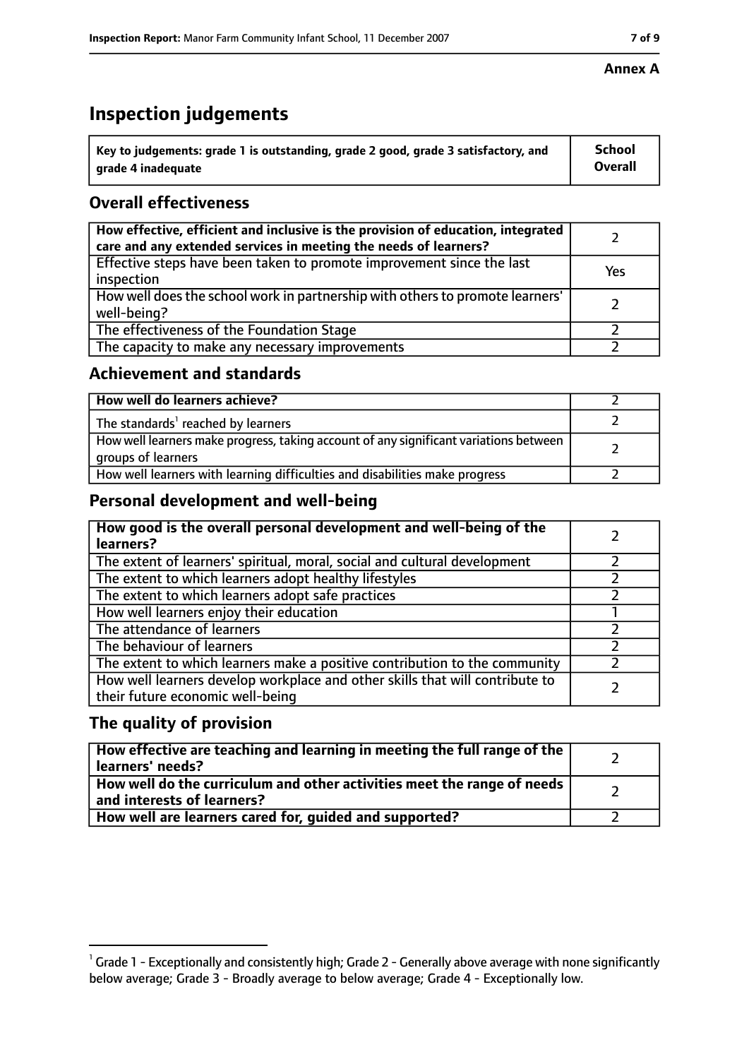**Annex A**

# Inspection judgements

| Key to judgements: grade 1 is outstanding, grade 2 good, grade 3 satisfactory, and grade 4 inadequate | School Overall |
|---|---|

## Overall effectiveness

| | |
|---|---|
| **How effective, efficient and inclusive is the provision of education, integrated care and any extended services in meeting the needs of learners?** | 2 |
| Effective steps have been taken to promote improvement since the last inspection | Yes |
| How well does the school work in partnership with others to promote learners' well-being? | 2 |
| The effectiveness of the Foundation Stage | 2 |
| The capacity to make any necessary improvements | 2 |

## Achievement and standards

| | |
|---|---|
| **How well do learners achieve?** | 2 |
| The standards[1] reached by learners | 2 |
| How well learners make progress, taking account of any significant variations between groups of learners | 2 |
| How well learners with learning difficulties and disabilities make progress | 2 |

## Personal development and well-being

| | |
|---|---|
| **How good is the overall personal development and well-being of the learners?** | 2 |
| The extent of learners' spiritual, moral, social and cultural development | 2 |
| The extent to which learners adopt healthy lifestyles | 2 |
| The extent to which learners adopt safe practices | 2 |
| How well learners enjoy their education | 1 |
| The attendance of learners | 2 |
| The behaviour of learners | 2 |
| The extent to which learners make a positive contribution to the community | 2 |
| How well learners develop workplace and other skills that will contribute to their future economic well-being | 2 |

## The quality of provision

| | |
|---|---|
| **How effective are teaching and learning in meeting the full range of the learners' needs?** | 2 |
| **How well do the curriculum and other activities meet the range of needs and interests of learners?** | 2 |
| **How well are learners cared for, guided and supported?** | 2 |

[1] Grade 1 - Exceptionally and consistently high; Grade 2 - Generally above average with none significantly below average; Grade 3 - Broadly average to below average; Grade 4 - Exceptionally low.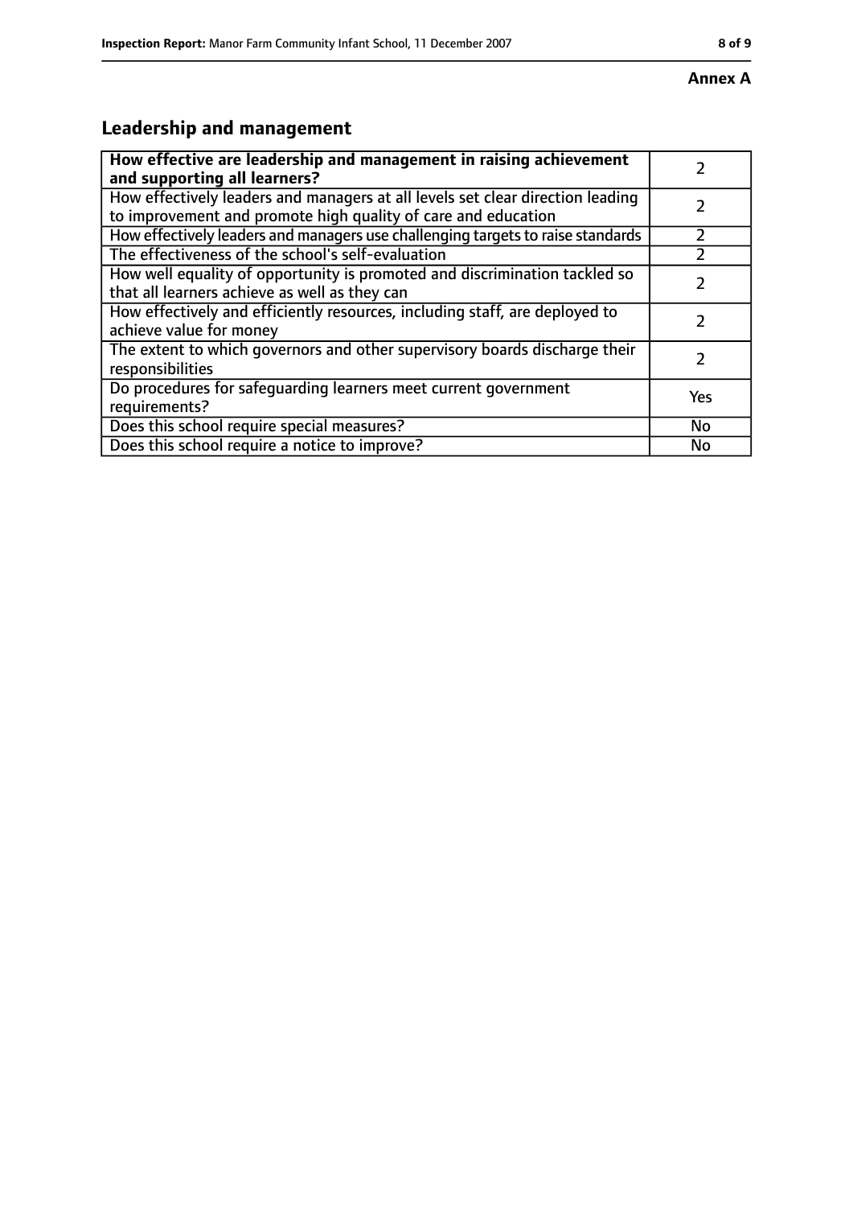**Annex A**

## Leadership and management

| How effective are leadership and management in raising achievement and supporting all learners? | 2 |
| --- | --- |
| How effectively leaders and managers at all levels set clear direction leading to improvement and promote high quality of care and education | 2 |
| How effectively leaders and managers use challenging targets to raise standards | 2 |
| The effectiveness of the school's self-evaluation | 2 |
| How well equality of opportunity is promoted and discrimination tackled so that all learners achieve as well as they can | 2 |
| How effectively and efficiently resources, including staff, are deployed to achieve value for money | 2 |
| The extent to which governors and other supervisory boards discharge their responsibilities | 2 |
| Do procedures for safeguarding learners meet current government requirements? | Yes |
| Does this school require special measures? | No |
| Does this school require a notice to improve? | No |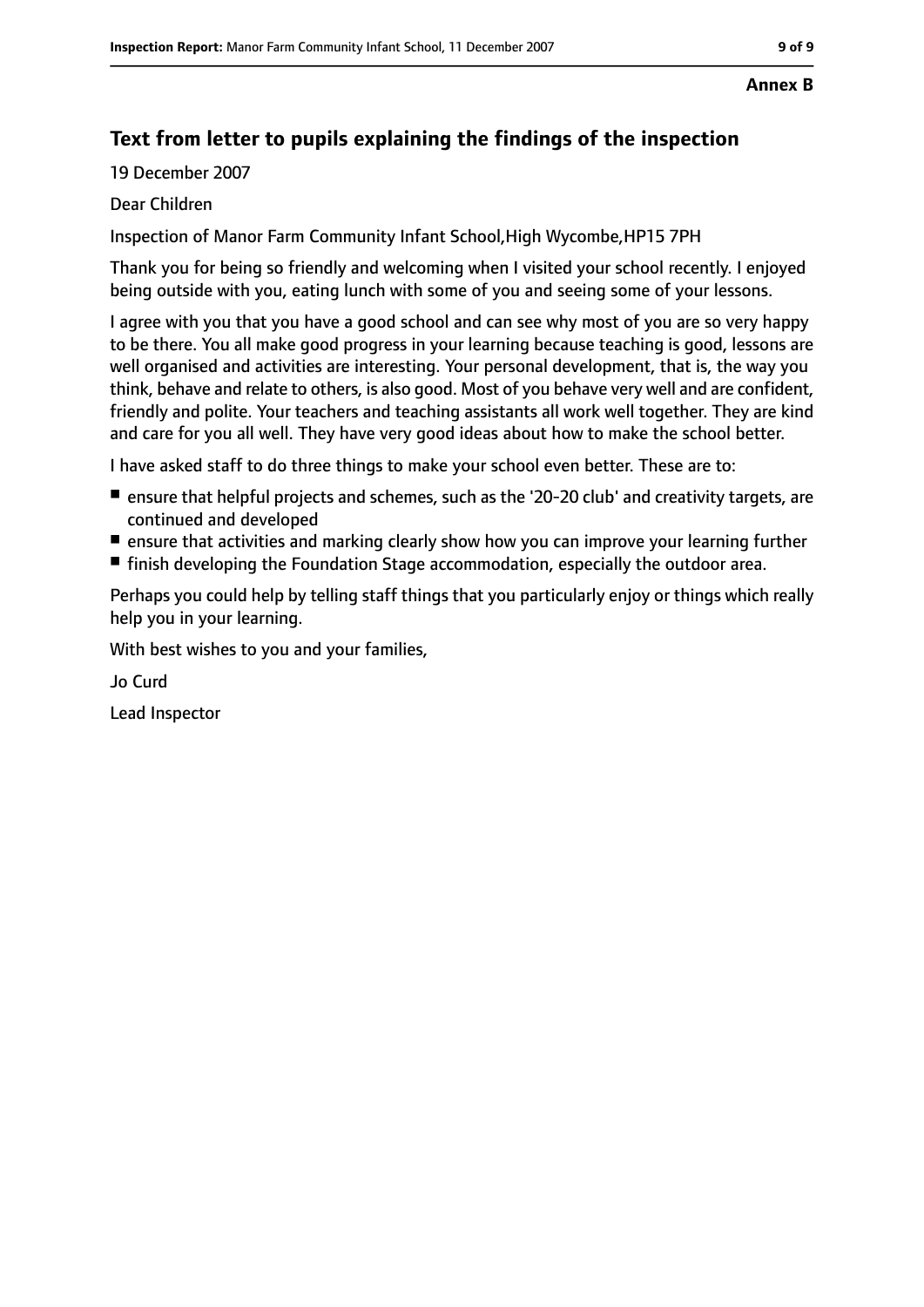**Annex B**

## Text from letter to pupils explaining the findings of the inspection

19 December 2007

Dear Children

Inspection of Manor Farm Community Infant School,High Wycombe,HP15 7PH

Thank you for being so friendly and welcoming when I visited your school recently. I enjoyed being outside with you, eating lunch with some of you and seeing some of your lessons.

I agree with you that you have a good school and can see why most of you are so very happy to be there. You all make good progress in your learning because teaching is good, lessons are well organised and activities are interesting. Your personal development, that is, the way you think, behave and relate to others, is also good. Most of you behave very well and are confident, friendly and polite. Your teachers and teaching assistants all work well together. They are kind and care for you all well. They have very good ideas about how to make the school better.

I have asked staff to do three things to make your school even better. These are to:

- ensure that helpful projects and schemes, such as the '20-20 club' and creativity targets, are continued and developed
- ensure that activities and marking clearly show how you can improve your learning further
- finish developing the Foundation Stage accommodation, especially the outdoor area.

Perhaps you could help by telling staff things that you particularly enjoy or things which really help you in your learning.

With best wishes to you and your families,

Jo Curd

Lead Inspector